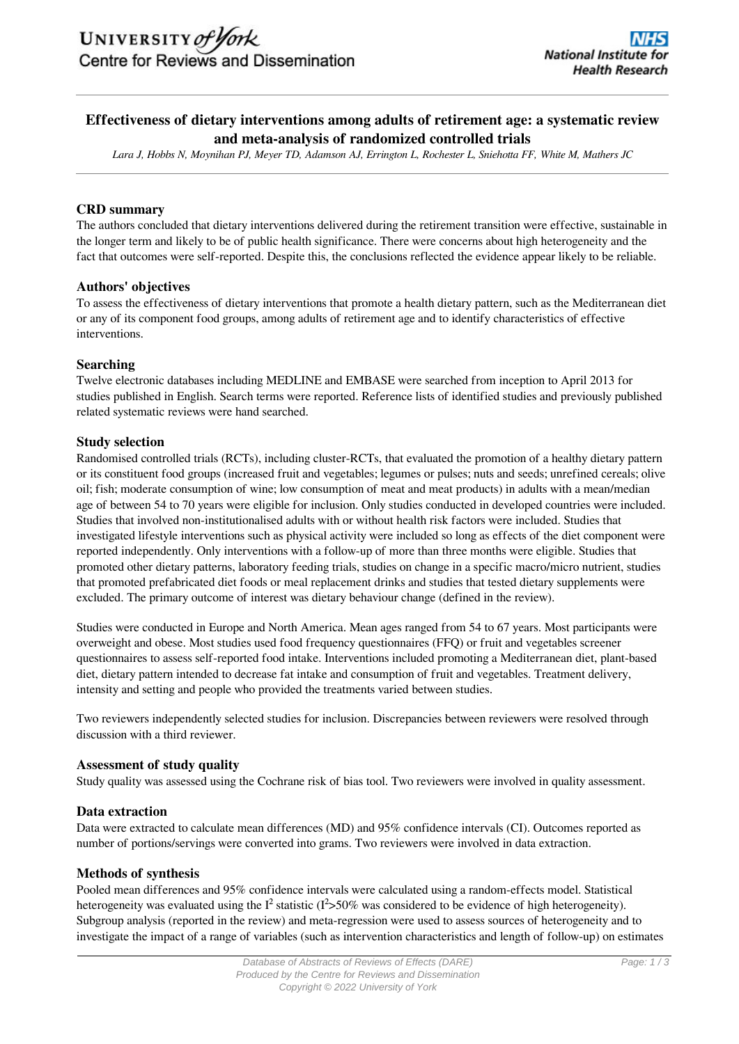# Effectiveness of dietary interventions among adults of retirement age: a systematic review and meta-analysis of randomized controlled trials

*Lara J, Hobbs N, Moynihan PJ, Meyer TD, Adamson AJ, Errington L, Rochester L, Sniehotta FF, White M, Mathers JC*

## CRD summary

The authors concluded that dietary interventions delivered during the retirement transition were effective, sustainable in the longer term and likely to be of public health significance. There were concerns about high heterogeneity and the fact that outcomes were self-reported. Despite this, the conclusions reflected the evidence appear likely to be reliable.

## Authors' objectives

To assess the effectiveness of dietary interventions that promote a health dietary pattern, such as the Mediterranean diet or any of its component food groups, among adults of retirement age and to identify characteristics of effective interventions.

## Searching

Twelve electronic databases including MEDLINE and EMBASE were searched from inception to April 2013 for studies published in English. Search terms were reported. Reference lists of identified studies and previously published related systematic reviews were hand searched.

## Study selection

Randomised controlled trials (RCTs), including cluster-RCTs, that evaluated the promotion of a healthy dietary pattern or its constituent food groups (increased fruit and vegetables; legumes or pulses; nuts and seeds; unrefined cereals; olive oil; fish; moderate consumption of wine; low consumption of meat and meat products) in adults with a mean/median age of between 54 to 70 years were eligible for inclusion. Only studies conducted in developed countries were included. Studies that involved non-institutionalised adults with or without health risk factors were included. Studies that investigated lifestyle interventions such as physical activity were included so long as effects of the diet component were reported independently. Only interventions with a follow-up of more than three months were eligible. Studies that promoted other dietary patterns, laboratory feeding trials, studies on change in a specific macro/micro nutrient, studies that promoted prefabricated diet foods or meal replacement drinks and studies that tested dietary supplements were excluded. The primary outcome of interest was dietary behaviour change (defined in the review).

Studies were conducted in Europe and North America. Mean ages ranged from 54 to 67 years. Most participants were overweight and obese. Most studies used food frequency questionnaires (FFQ) or fruit and vegetables screener questionnaires to assess self-reported food intake. Interventions included promoting a Mediterranean diet, plant-based diet, dietary pattern intended to decrease fat intake and consumption of fruit and vegetables. Treatment delivery, intensity and setting and people who provided the treatments varied between studies.

Two reviewers independently selected studies for inclusion. Discrepancies between reviewers were resolved through discussion with a third reviewer.

## Assessment of study quality

Study quality was assessed using the Cochrane risk of bias tool. Two reviewers were involved in quality assessment.

## Data extraction

Data were extracted to calculate mean differences (MD) and 95% confidence intervals (CI). Outcomes reported as number of portions/servings were converted into grams. Two reviewers were involved in data extraction.

## Methods of synthesis

Pooled mean differences and 95% confidence intervals were calculated using a random-effects model. Statistical heterogeneity was evaluated using the $I^2$ statistic ($I^2$>50% was considered to be evidence of high heterogeneity). Subgroup analysis (reported in the review) and meta-regression were used to assess sources of heterogeneity and to investigate the impact of a range of variables (such as intervention characteristics and length of follow-up) on estimates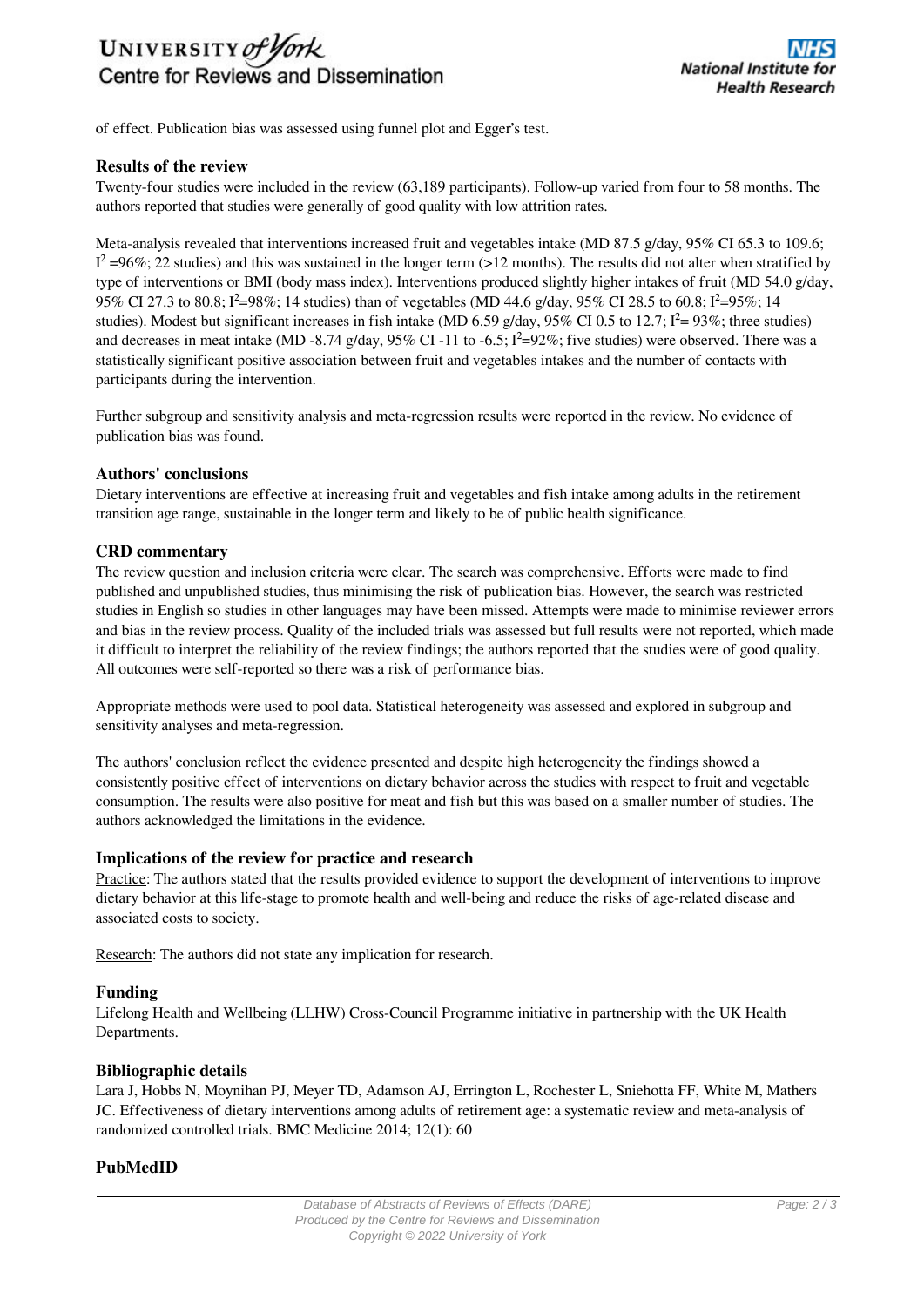of effect. Publication bias was assessed using funnel plot and Egger's test.

## Results of the review

Twenty-four studies were included in the review (63,189 participants). Follow-up varied from four to 58 months. The authors reported that studies were generally of good quality with low attrition rates.

Meta-analysis revealed that interventions increased fruit and vegetables intake (MD 87.5 g/day, 95% CI 65.3 to 109.6; $I^2$ =96%; 22 studies) and this was sustained in the longer term (>12 months). The results did not alter when stratified by type of interventions or BMI (body mass index). Interventions produced slightly higher intakes of fruit (MD 54.0 g/day, 95% CI 27.3 to 80.8; $I^2$=98%; 14 studies) than of vegetables (MD 44.6 g/day, 95% CI 28.5 to 60.8; $I^2$=95%; 14 studies). Modest but significant increases in fish intake (MD 6.59 g/day, 95% CI 0.5 to 12.7; $I^2$= 93%; three studies) and decreases in meat intake (MD -8.74 g/day, 95% CI -11 to -6.5; $I^2$=92%; five studies) were observed. There was a statistically significant positive association between fruit and vegetables intakes and the number of contacts with participants during the intervention.

Further subgroup and sensitivity analysis and meta-regression results were reported in the review. No evidence of publication bias was found.

## Authors' conclusions

Dietary interventions are effective at increasing fruit and vegetables and fish intake among adults in the retirement transition age range, sustainable in the longer term and likely to be of public health significance.

## CRD commentary

The review question and inclusion criteria were clear. The search was comprehensive. Efforts were made to find published and unpublished studies, thus minimising the risk of publication bias. However, the search was restricted studies in English so studies in other languages may have been missed. Attempts were made to minimise reviewer errors and bias in the review process. Quality of the included trials was assessed but full results were not reported, which made it difficult to interpret the reliability of the review findings; the authors reported that the studies were of good quality. All outcomes were self-reported so there was a risk of performance bias.

Appropriate methods were used to pool data. Statistical heterogeneity was assessed and explored in subgroup and sensitivity analyses and meta-regression.

The authors' conclusion reflect the evidence presented and despite high heterogeneity the findings showed a consistently positive effect of interventions on dietary behavior across the studies with respect to fruit and vegetable consumption. The results were also positive for meat and fish but this was based on a smaller number of studies. The authors acknowledged the limitations in the evidence.

## Implications of the review for practice and research

Practice: The authors stated that the results provided evidence to support the development of interventions to improve dietary behavior at this life-stage to promote health and well-being and reduce the risks of age-related disease and associated costs to society.

Research: The authors did not state any implication for research.

## Funding

Lifelong Health and Wellbeing (LLHW) Cross-Council Programme initiative in partnership with the UK Health Departments.

## Bibliographic details

Lara J, Hobbs N, Moynihan PJ, Meyer TD, Adamson AJ, Errington L, Rochester L, Sniehotta FF, White M, Mathers JC. Effectiveness of dietary interventions among adults of retirement age: a systematic review and meta-analysis of randomized controlled trials. BMC Medicine 2014; 12(1): 60

## PubMedID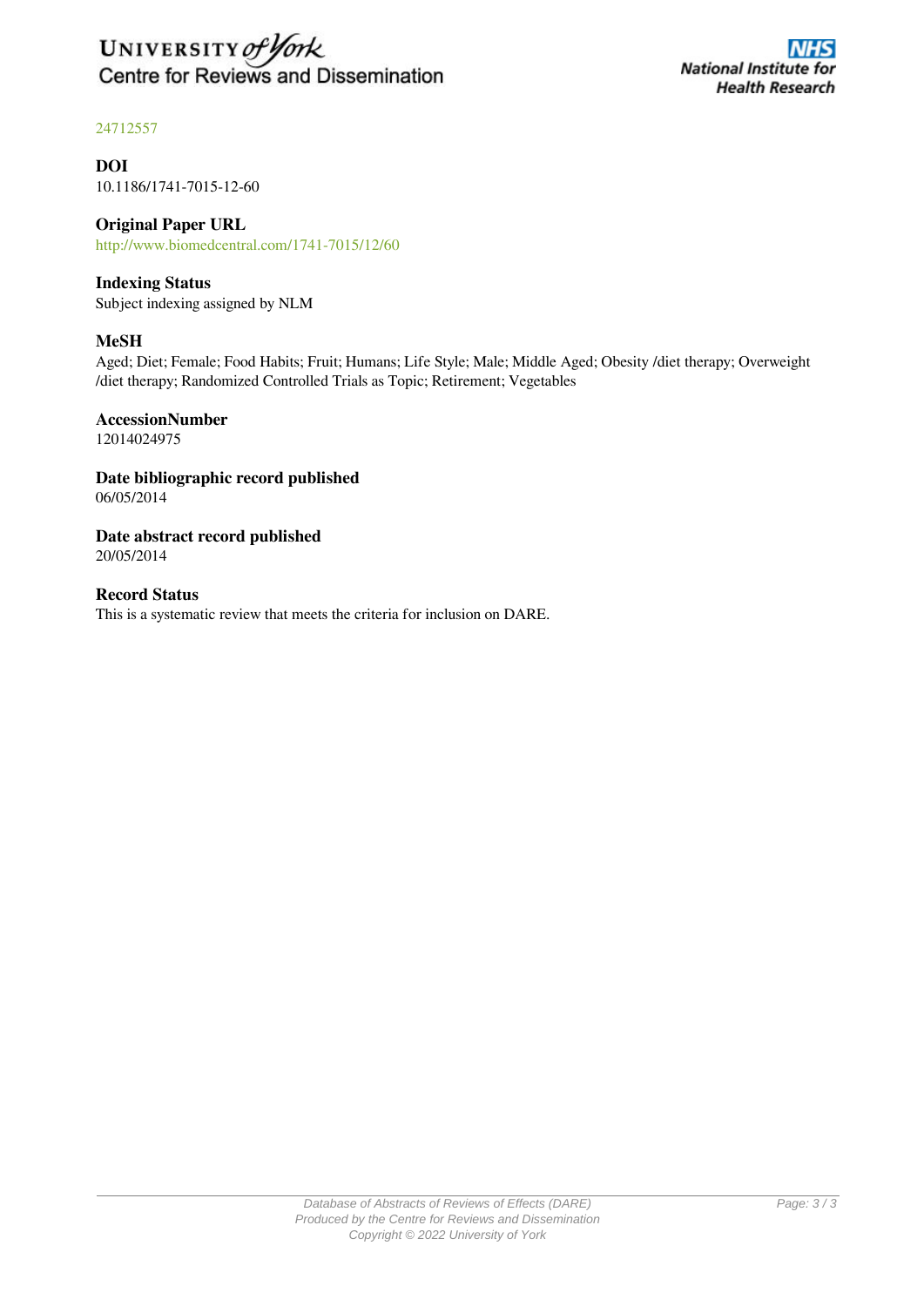24712557

**DOI**
10.1186/1741-7015-12-60

**Original Paper URL**
http://www.biomedcentral.com/1741-7015/12/60

**Indexing Status**
Subject indexing assigned by NLM

**MeSH**
Aged; Diet; Female; Food Habits; Fruit; Humans; Life Style; Male; Middle Aged; Obesity /diet therapy; Overweight /diet therapy; Randomized Controlled Trials as Topic; Retirement; Vegetables

**AccessionNumber**
12014024975

**Date bibliographic record published**
06/05/2014

**Date abstract record published**
20/05/2014

**Record Status**
This is a systematic review that meets the criteria for inclusion on DARE.